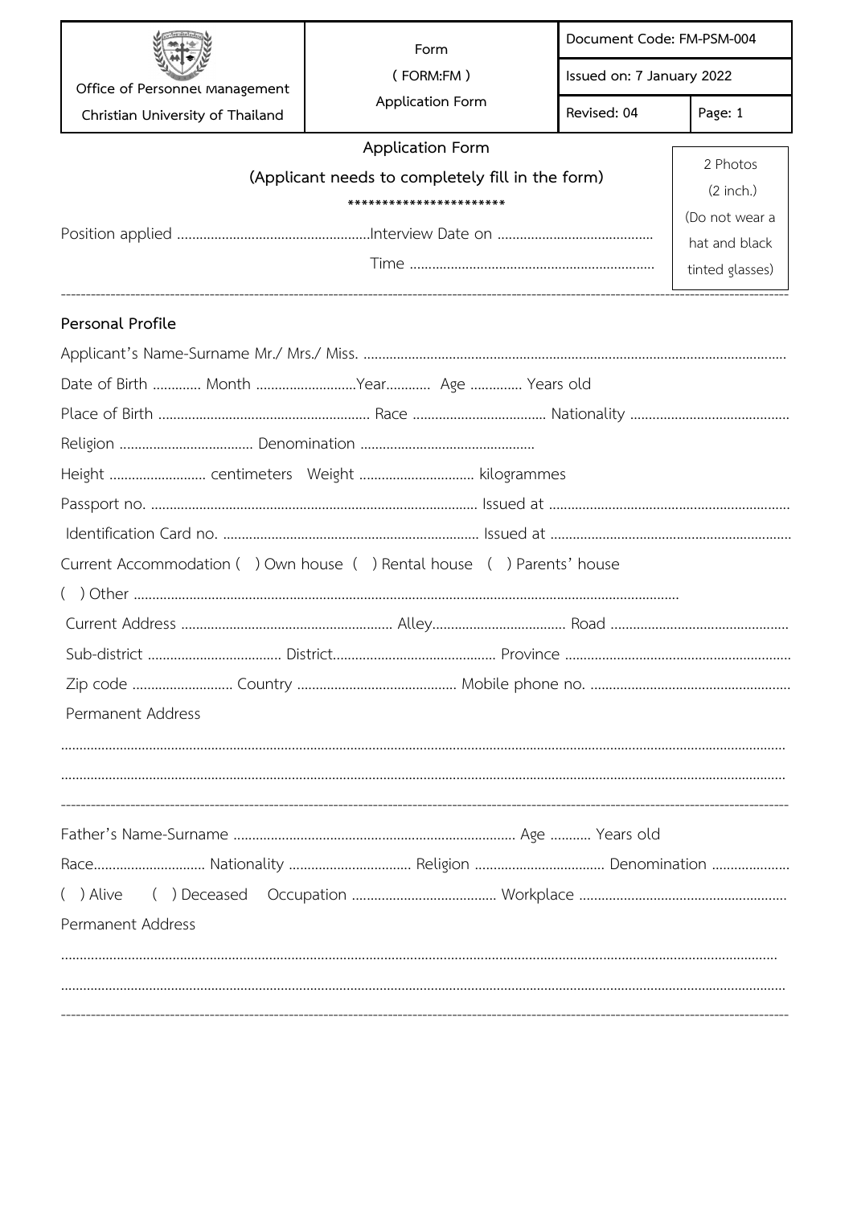| Office of Personnel Management<br>Christian University of Thailand | Form<br>( FORM:FM )<br>Application Form | Document Code: FM-PSM-004 | |
|---|---|---|---|
| | | Issued on: 7 January 2022 | |
| | | Revised: 04 | Page: 1 |

## Application Form

**(Applicant needs to completely fill in the form)**

***********************

2 Photos (2 inch.) (Do not wear a hat and black tinted glasses)

Position applied ....................................................Interview Date on .........................................

Time ..................................................................

---

### Personal Profile

Applicant's Name-Surname Mr./ Mrs./ Miss. .................................................................................................................

Date of Birth ............. Month ............................Year............ Age ............. Years old

Place of Birth ......................................................... Race .................................... Nationality ...........................................

Religion .................................... Denomination ...............................................

Height .......................... centimeters Weight ............................... kilogrammes

Passport no. ....................................................................................... Issued at ................................................................

Identification Card no. ..................................................................... Issued at ................................................................

Current Accommodation ( ) Own house ( ) Rental house ( ) Parents' house

( ) Other ................................................................................................................................................

Current Address ......................................................... Alley.................................... Road ................................................

Sub-district .................................... District............................................ Province ............................................................

Zip code ........................... Country ........................................... Mobile phone no. ......................................................

Permanent Address

.............................................................................................................................................................................................

.............................................................................................................................................................................................

---

Father's Name-Surname ............................................................................ Age ........... Years old

Race.............................. Nationality ................................. Religion ................................... Denomination .....................

( ) Alive ( ) Deceased Occupation ....................................... Workplace ........................................................

Permanent Address

.............................................................................................................................................................................................

.............................................................................................................................................................................................

---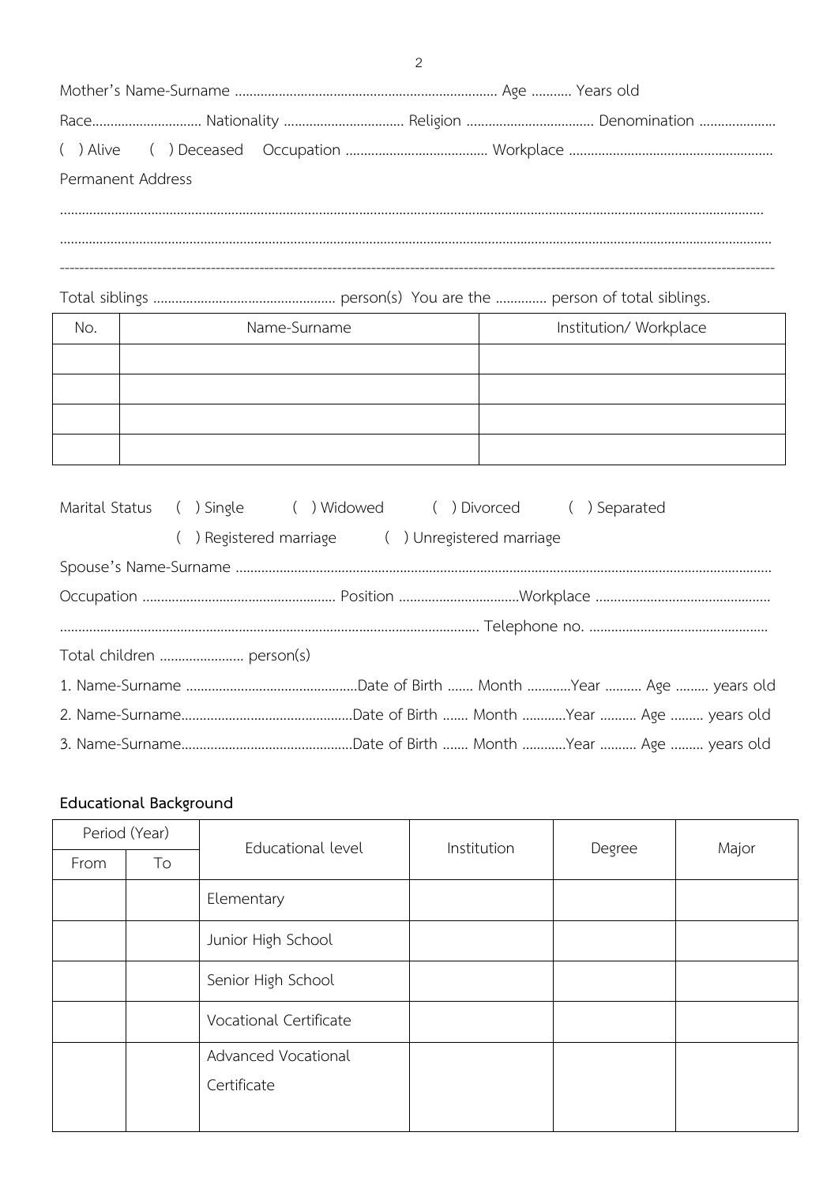Mother's Name-Surname ....................................................................... Age ........... Years old

Race.............................. Nationality ................................ Religion .................................. Denomination ....................

( ) Alive ( ) Deceased Occupation ...................................... Workplace .......................................................

Permanent Address

.............................................................................................................................................................................

.............................................................................................................................................................................

-----------------------------------------------------------------------------------------------------------------------------------------------

Total siblings ................................................. person(s) You are the ............. person of total siblings.

| No. | Name-Surname | Institution/ Workplace |
|---|---|---|
| | | |
| | | |
| | | |
| | | |

Marital Status ( ) Single ( ) Widowed ( ) Divorced ( ) Separated

( ) Registered marriage ( ) Unregistered marriage

Spouse's Name-Surname ..................................................................................................................................

Occupation .................................................... Position ................................Workplace ...............................................

................................................................................................................. Telephone no. ................................................

Total children ....................... person(s)

1. Name-Surname ..............................................Date of Birth ....... Month ............Year .......... Age ......... years old
2. Name-Surname..............................................Date of Birth ....... Month ............Year .......... Age ......... years old
3. Name-Surname..............................................Date of Birth ....... Month ............Year .......... Age ......... years old

**Educational Background**

| Period (Year) | | Educational level | Institution | Degree | Major |
|---|---|---|---|---|---|
| From | To | | | | |
| | | Elementary | | | |
| | | Junior High School | | | |
| | | Senior High School | | | |
| | | Vocational Certificate | | | |
| | | Advanced Vocational Certificate | | | |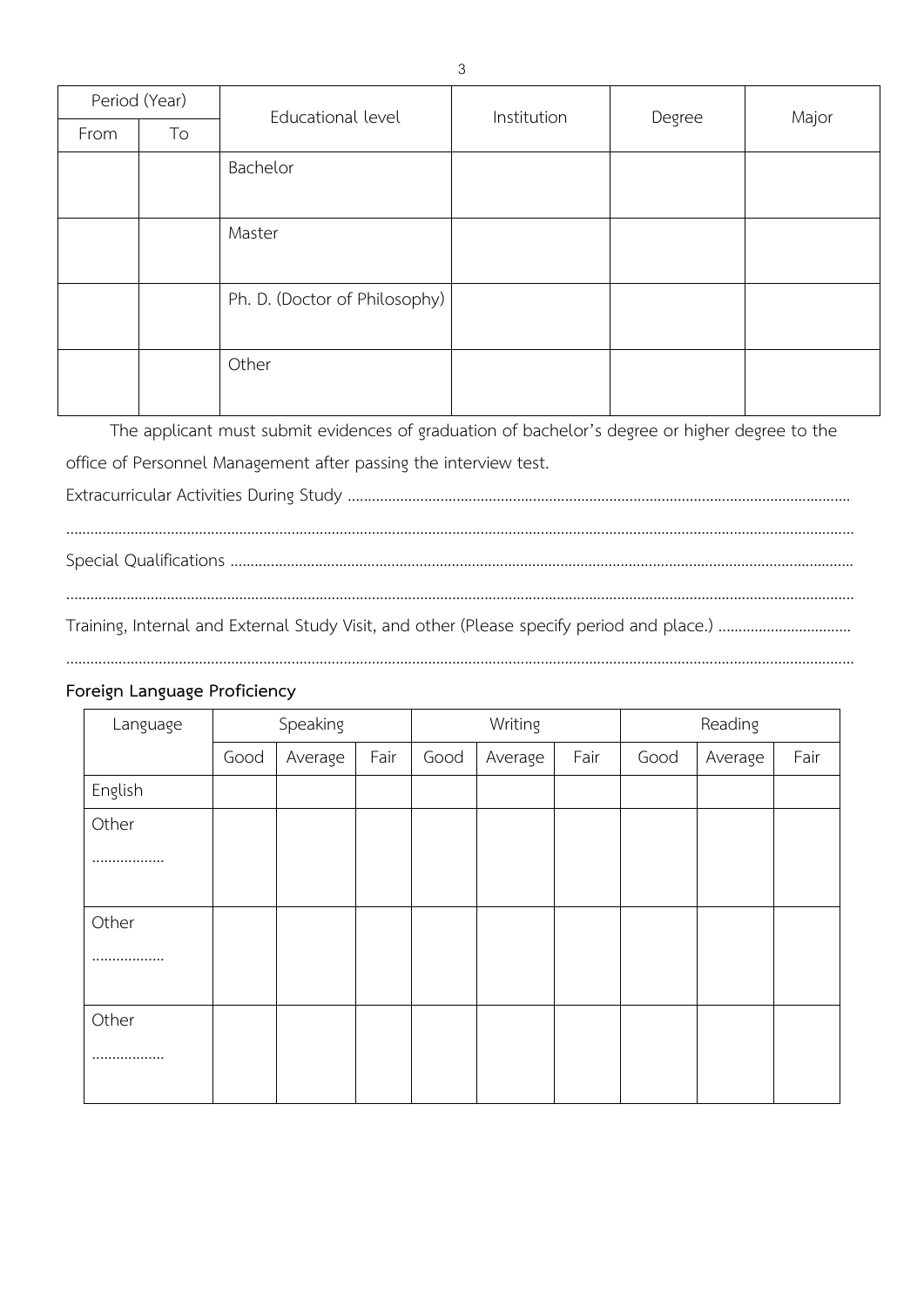| Period (Year) | | Educational level | Institution | Degree | Major |
|---|---|---|---|---|---|
| From | To | | | | |
| | | Bachelor | | | |
| | | Master | | | |
| | | Ph. D. (Doctor of Philosophy) | | | |
| | | Other | | | |

The applicant must submit evidences of graduation of bachelor's degree or higher degree to the office of Personnel Management after passing the interview test.

Extracurricular Activities During Study ..........................................................................................................................

..............................................................................................................................................................................................

Special Qualifications ........................................................................................................................................................

..............................................................................................................................................................................................

Training, Internal and External Study Visit, and other (Please specify period and place.) ................................

..............................................................................................................................................................................................

**Foreign Language Proficiency**

| Language | Speaking | | | Writing | | | Reading | | |
|---|---|---|---|---|---|---|---|---|---|
| | Good | Average | Fair | Good | Average | Fair | Good | Average | Fair |
| English | | | | | | | | | |
| Other .................. | | | | | | | | | |
| Other .................. | | | | | | | | | |
| Other .................. | | | | | | | | | |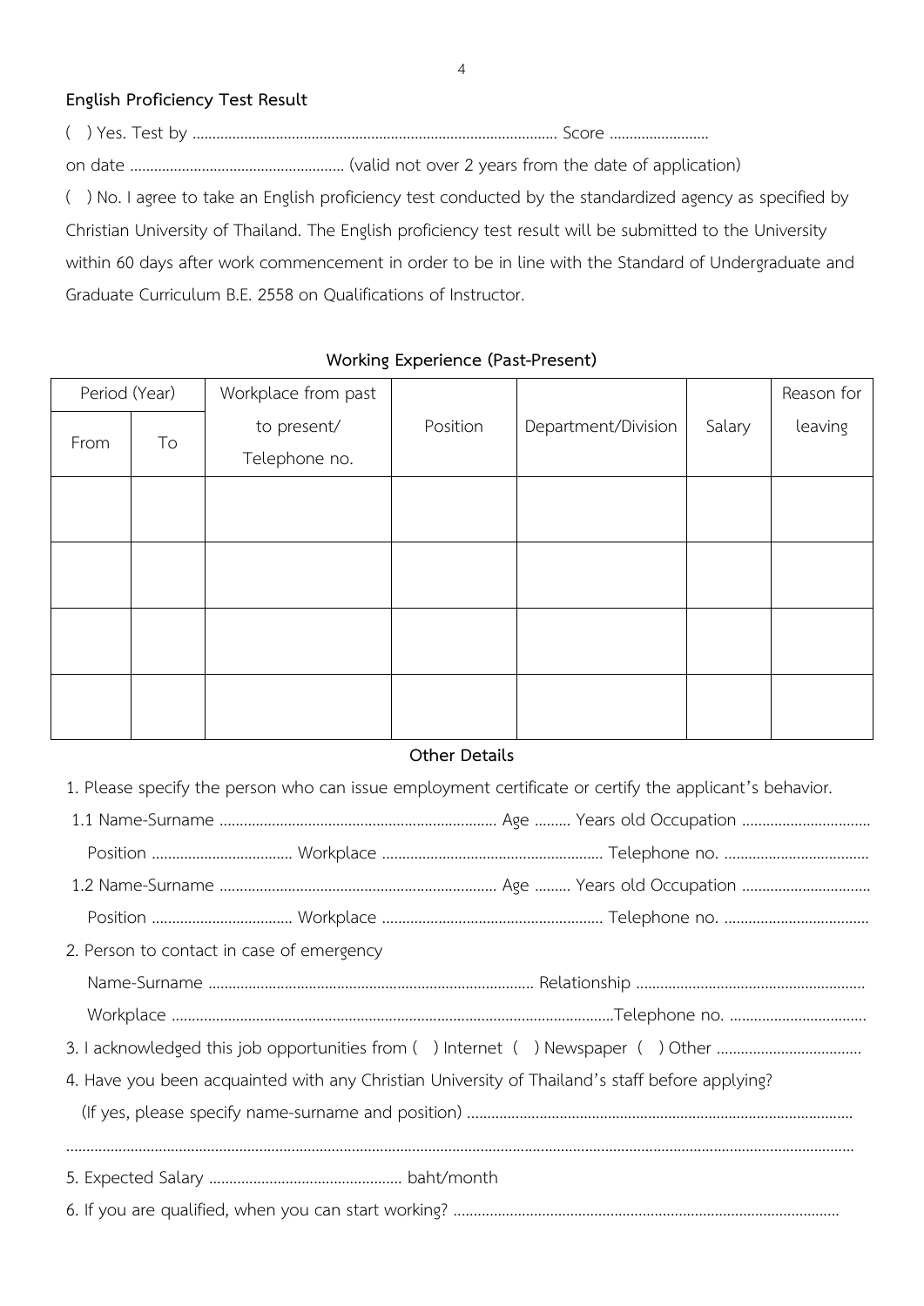**English Proficiency Test Result**

( ) Yes. Test by ........................................................................................... Score .........................

on date ...................................................... (valid not over 2 years from the date of application)

( ) No. I agree to take an English proficiency test conducted by the standardized agency as specified by Christian University of Thailand. The English proficiency test result will be submitted to the University within 60 days after work commencement in order to be in line with the Standard of Undergraduate and Graduate Curriculum B.E. 2558 on Qualifications of Instructor.

**Working Experience (Past-Present)**

| Period (Year) | | Workplace from past to present/ Telephone no. | Position | Department/Division | Salary | Reason for leaving |
|---|---|---|---|---|---|---|
| From | To | | | | | |
| | | | | | | |
| | | | | | | |
| | | | | | | |
| | | | | | | |

**Other Details**

1. Please specify the person who can issue employment certificate or certify the applicant's behavior.

   1.1 Name-Surname ..................................................................... Age ......... Years old Occupation ................................

   Position ................................... Workplace ....................................................... Telephone no. ....................................

   1.2 Name-Surname ..................................................................... Age ......... Years old Occupation ................................

   Position ................................... Workplace ....................................................... Telephone no. ....................................

2. Person to contact in case of emergency

   Name-Surname ................................................................................ Relationship .........................................................

   Workplace .............................................................................................................Telephone no. ..................................

3. I acknowledged this job opportunities from ( ) Internet ( ) Newspaper ( ) Other ....................................

4. Have you been acquainted with any Christian University of Thailand's staff before applying?

   (If yes, please specify name-surname and position) ...............................................................................................

   .................................................................................................................................................................................................

5. Expected Salary ................................................ baht/month

6. If you are qualified, when you can start working? ...............................................................................................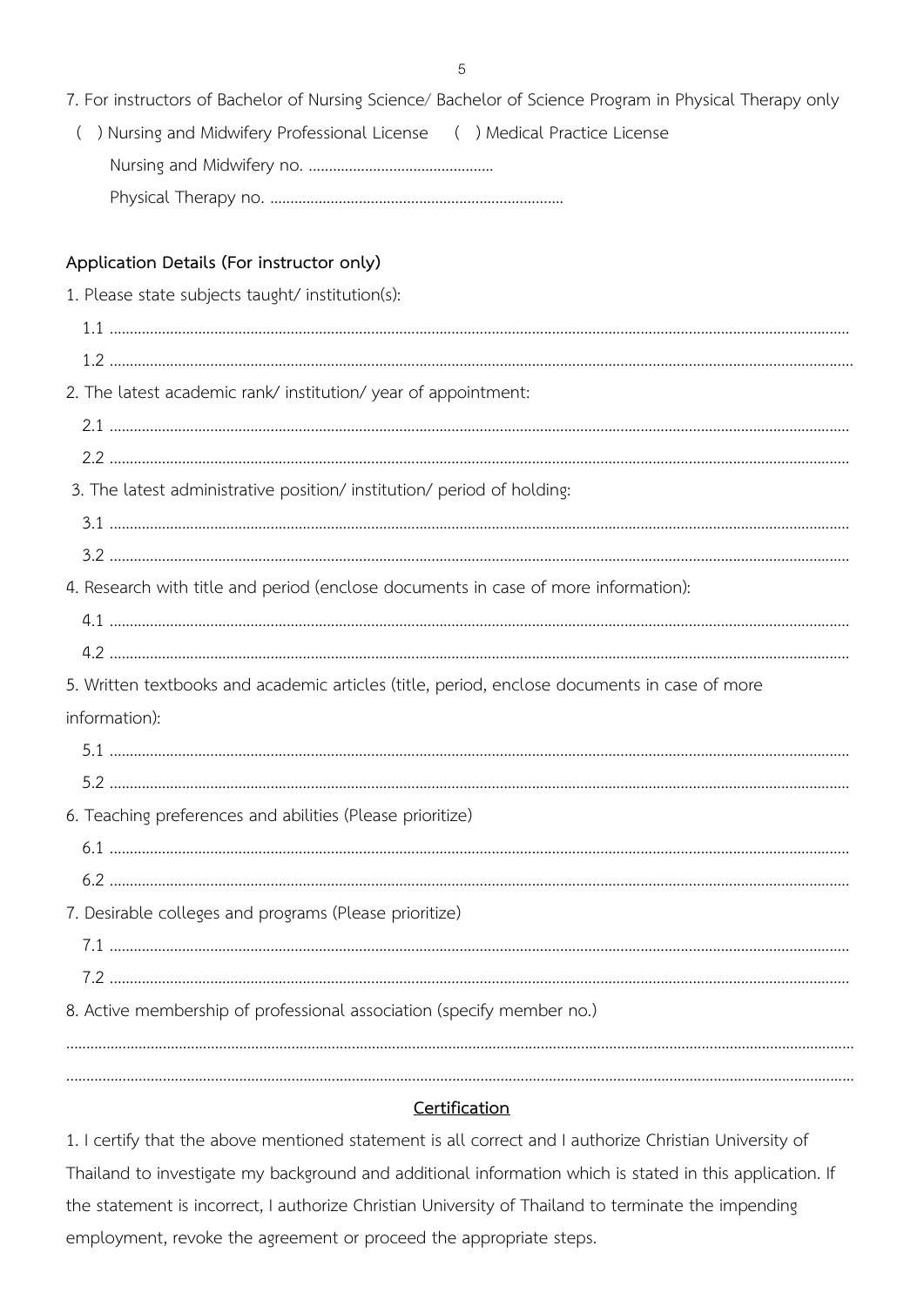7. For instructors of Bachelor of Nursing Science/ Bachelor of Science Program in Physical Therapy only

( ) Nursing and Midwifery Professional License ( ) Medical Practice License

Nursing and Midwifery no. ..............................................

Physical Therapy no. .........................................................................

**Application Details (For instructor only)**

1. Please state subjects taught/ institution(s):

1.1 ..........................................................................................................................................................

1.2 ..........................................................................................................................................................

2. The latest academic rank/ institution/ year of appointment:

2.1 ..........................................................................................................................................................

2.2 ..........................................................................................................................................................

3. The latest administrative position/ institution/ period of holding:

3.1 ..........................................................................................................................................................

3.2 ..........................................................................................................................................................

4. Research with title and period (enclose documents in case of more information):

4.1 ..........................................................................................................................................................

4.2 ..........................................................................................................................................................

5. Written textbooks and academic articles (title, period, enclose documents in case of more information):

5.1 ..........................................................................................................................................................

5.2 ..........................................................................................................................................................

6. Teaching preferences and abilities (Please prioritize)

6.1 ..........................................................................................................................................................

6.2 ..........................................................................................................................................................

7. Desirable colleges and programs (Please prioritize)

7.1 ..........................................................................................................................................................

7.2 ..........................................................................................................................................................

8. Active membership of professional association (specify member no.)

..................................................................................................................................................................

..................................................................................................................................................................

**Certification**

1. I certify that the above mentioned statement is all correct and I authorize Christian University of Thailand to investigate my background and additional information which is stated in this application. If the statement is incorrect, I authorize Christian University of Thailand to terminate the impending employment, revoke the agreement or proceed the appropriate steps.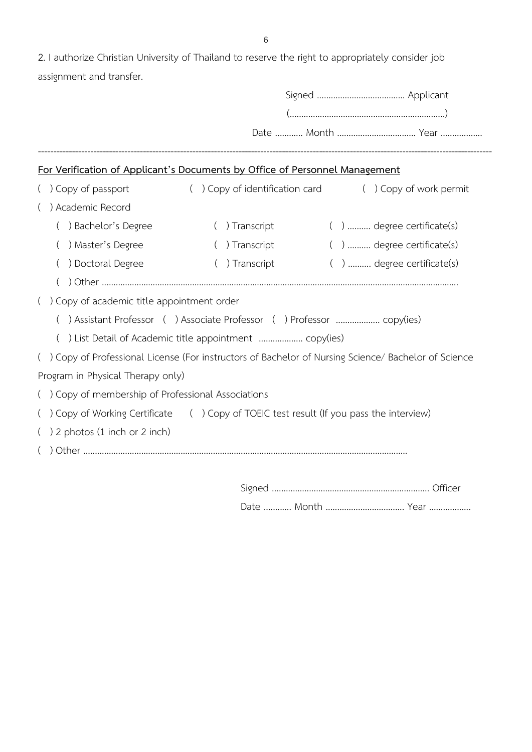2. I authorize Christian University of Thailand to reserve the right to appropriately consider job assignment and transfer.

Signed ………………………………. Applicant

(…………………………………………………………)

Date ………… Month …………………………… Year ………………

---

**<u>For Verification of Applicant's Documents by Office of Personnel Management</u>**

( ) Copy of passport ( ) Copy of identification card ( ) Copy of work permit

( ) Academic Record

- ( ) Bachelor's Degree ( ) Transcript ( ) ………. degree certificate(s)
- ( ) Master's Degree ( ) Transcript ( ) ………. degree certificate(s)
- ( ) Doctoral Degree ( ) Transcript ( ) ………. degree certificate(s)
- ( ) Other ………………………………………………………………………………………………………………………………

( ) Copy of academic title appointment order

- ( ) Assistant Professor ( ) Associate Professor ( ) Professor ………………. copy(ies)
- ( ) List Detail of Academic title appointment ………………. copy(ies)

( ) Copy of Professional License (For instructors of Bachelor of Nursing Science/ Bachelor of Science Program in Physical Therapy only)

( ) Copy of membership of Professional Associations

( ) Copy of Working Certificate ( ) Copy of TOEIC test result (If you pass the interview)

( ) 2 photos (1 inch or 2 inch)

( ) Other ……………………………………………………………………………………………………………………

Signed ………………………………………………………… Officer

Date ………… Month …………………………… Year ………………